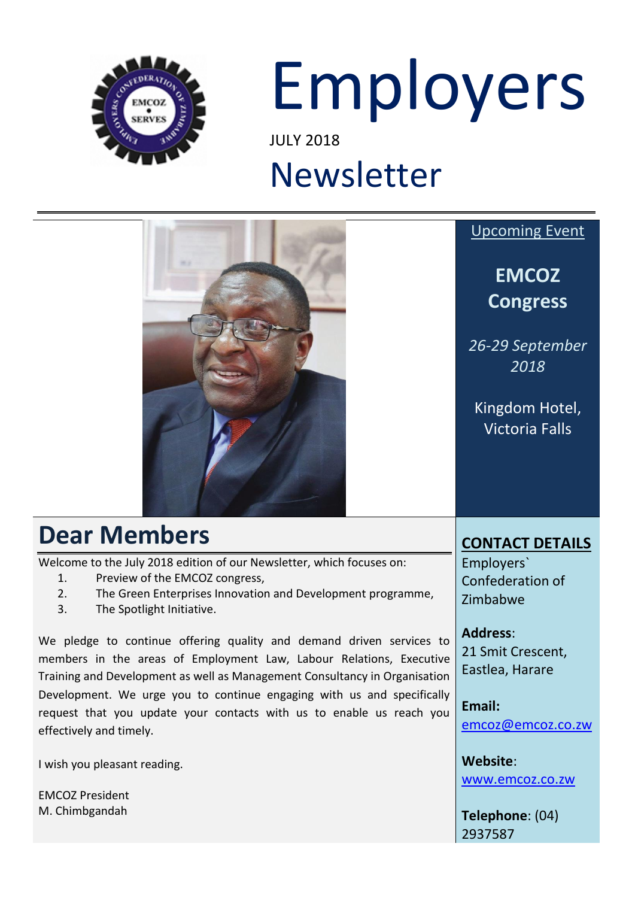# Employers

JULY 2018

# Newsletter

Upcoming Event

**EMCOZ Congress**

*26-29 September 2018*

Kingdom Hotel, Victoria Falls

## Dear Members

Welcome to the July 2018 edition of our Newsletter, which focuses on:

1. Preview of the EMCOZ congress,
2. The Green Enterprises Innovation and Development programme,
3. The Spotlight Initiative.

We pledge to continue offering quality and demand driven services to members in the areas of Employment Law, Labour Relations, Executive Training and Development as well as Management Consultancy in Organisation Development. We urge you to continue engaging with us and specifically request that you update your contacts with us to enable us reach you effectively and timely.

I wish you pleasant reading.

EMCOZ President
M. Chimbgandah

**CONTACT DETAILS**

Employers` Confederation of Zimbabwe

**Address**:
21 Smit Crescent, Eastlea, Harare

**Email:**
emcoz@emcoz.co.zw

**Website**:
www.emcoz.co.zw

**Telephone**: (04) 2937587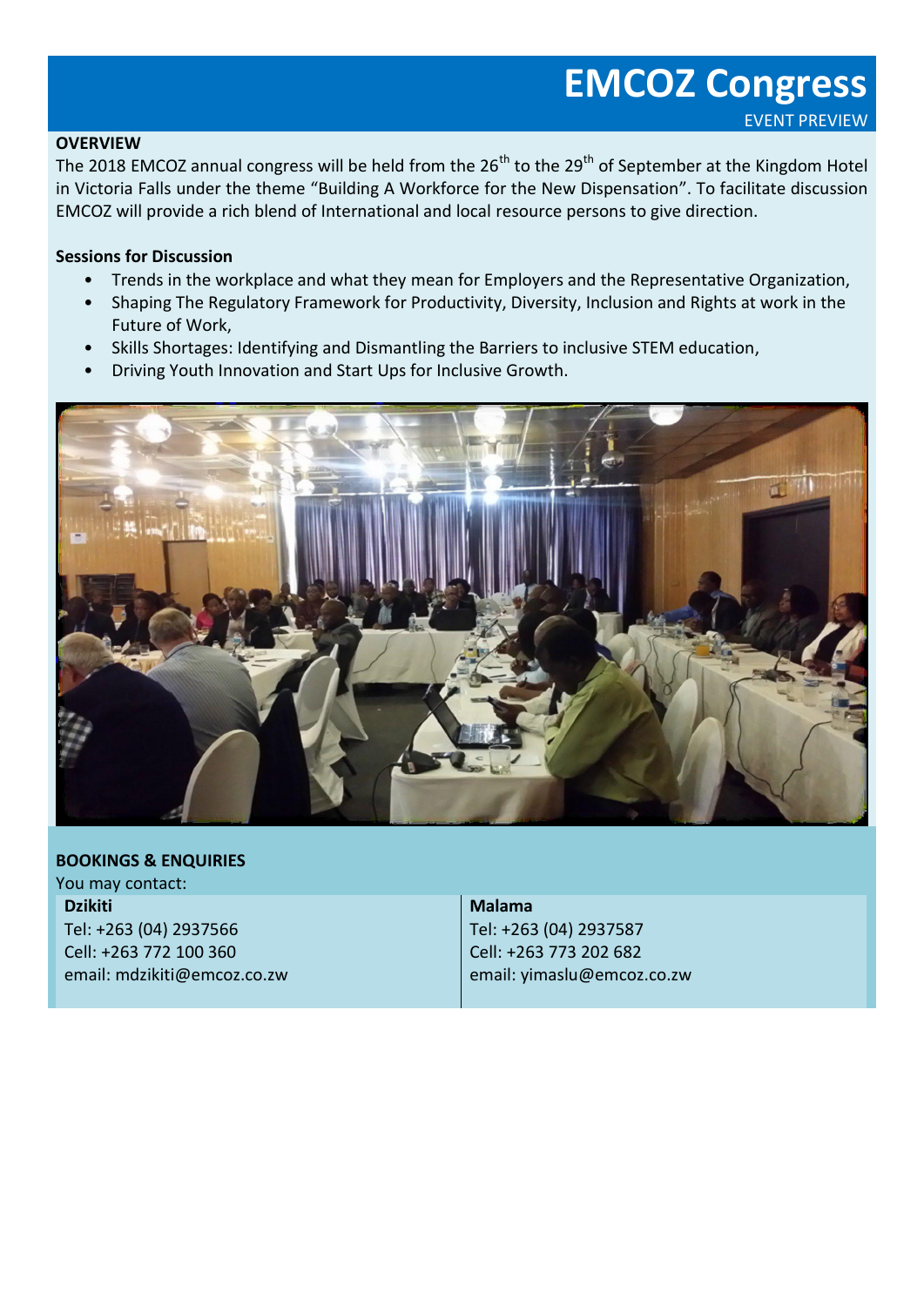# EMCOZ Congress

EVENT PREVIEW

**OVERVIEW**

The 2018 EMCOZ annual congress will be held from the 26th to the 29th of September at the Kingdom Hotel in Victoria Falls under the theme "Building A Workforce for the New Dispensation". To facilitate discussion EMCOZ will provide a rich blend of International and local resource persons to give direction.

**Sessions for Discussion**

- Trends in the workplace and what they mean for Employers and the Representative Organization,
- Shaping The Regulatory Framework for Productivity, Diversity, Inclusion and Rights at work in the Future of Work,
- Skills Shortages: Identifying and Dismantling the Barriers to inclusive STEM education,
- Driving Youth Innovation and Start Ups for Inclusive Growth.

**BOOKINGS & ENQUIRIES**

You may contact:

**Dzikiti**
Tel: +263 (04) 2937566
Cell: +263 772 100 360
email: mdzikiti@emcoz.co.zw

**Malama**
Tel: +263 (04) 2937587
Cell: +263 773 202 682
email: yimaslu@emcoz.co.zw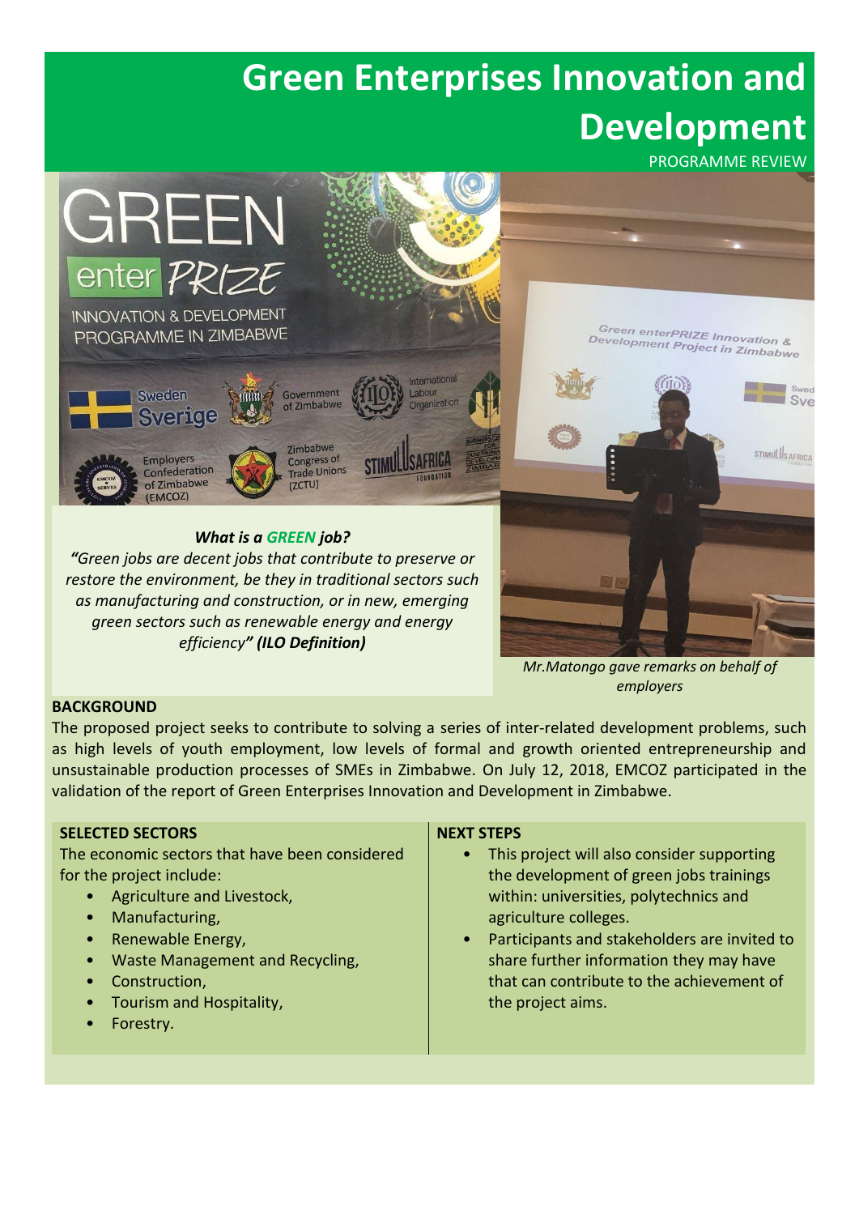# Green Enterprises Innovation and Development

PROGRAMME REVIEW

***What is a GREEN job?***

***"Green jobs are decent jobs that contribute to preserve or restore the environment, be they in traditional sectors such as manufacturing and construction, or in new, emerging green sectors such as renewable energy and energy efficiency" (ILO Definition)***

*Mr.Matongo gave remarks on behalf of employers*

**BACKGROUND**

The proposed project seeks to contribute to solving a series of inter-related development problems, such as high levels of youth employment, low levels of formal and growth oriented entrepreneurship and unsustainable production processes of SMEs in Zimbabwe. On July 12, 2018, EMCOZ participated in the validation of the report of Green Enterprises Innovation and Development in Zimbabwe.

**SELECTED SECTORS**

The economic sectors that have been considered for the project include:

- Agriculture and Livestock,
- Manufacturing,
- Renewable Energy,
- Waste Management and Recycling,
- Construction,
- Tourism and Hospitality,
- Forestry.

**NEXT STEPS**

- This project will also consider supporting the development of green jobs trainings within: universities, polytechnics and agriculture colleges.
- Participants and stakeholders are invited to share further information they may have that can contribute to the achievement of the project aims.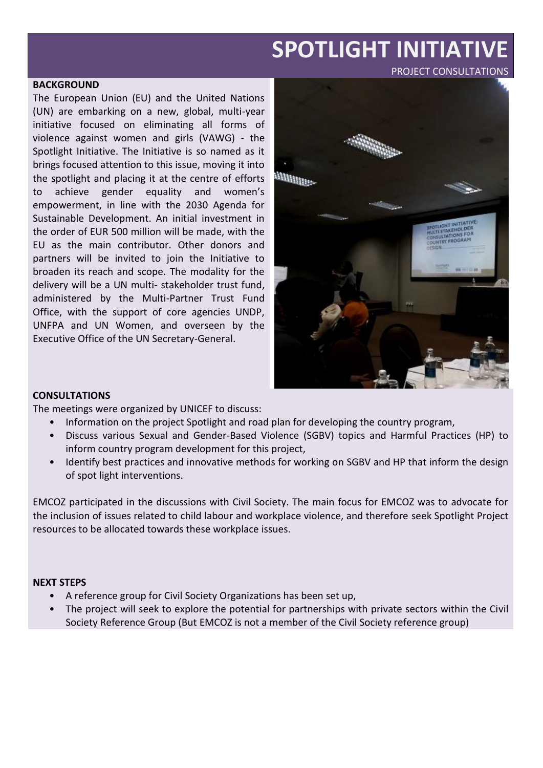# SPOTLIGHT INITIATIVE

PROJECT CONSULTATIONS

**BACKGROUND**

The European Union (EU) and the United Nations (UN) are embarking on a new, global, multi-year initiative focused on eliminating all forms of violence against women and girls (VAWG) - the Spotlight Initiative. The Initiative is so named as it brings focused attention to this issue, moving it into the spotlight and placing it at the centre of efforts to achieve gender equality and women's empowerment, in line with the 2030 Agenda for Sustainable Development. An initial investment in the order of EUR 500 million will be made, with the EU as the main contributor. Other donors and partners will be invited to join the Initiative to broaden its reach and scope. The modality for the delivery will be a UN multi- stakeholder trust fund, administered by the Multi-Partner Trust Fund Office, with the support of core agencies UNDP, UNFPA and UN Women, and overseen by the Executive Office of the UN Secretary-General.

**CONSULTATIONS**

The meetings were organized by UNICEF to discuss:

- Information on the project Spotlight and road plan for developing the country program,
- Discuss various Sexual and Gender-Based Violence (SGBV) topics and Harmful Practices (HP) to inform country program development for this project,
- Identify best practices and innovative methods for working on SGBV and HP that inform the design of spot light interventions.

EMCOZ participated in the discussions with Civil Society. The main focus for EMCOZ was to advocate for the inclusion of issues related to child labour and workplace violence, and therefore seek Spotlight Project resources to be allocated towards these workplace issues.

**NEXT STEPS**

- A reference group for Civil Society Organizations has been set up,
- The project will seek to explore the potential for partnerships with private sectors within the Civil Society Reference Group (But EMCOZ is not a member of the Civil Society reference group)